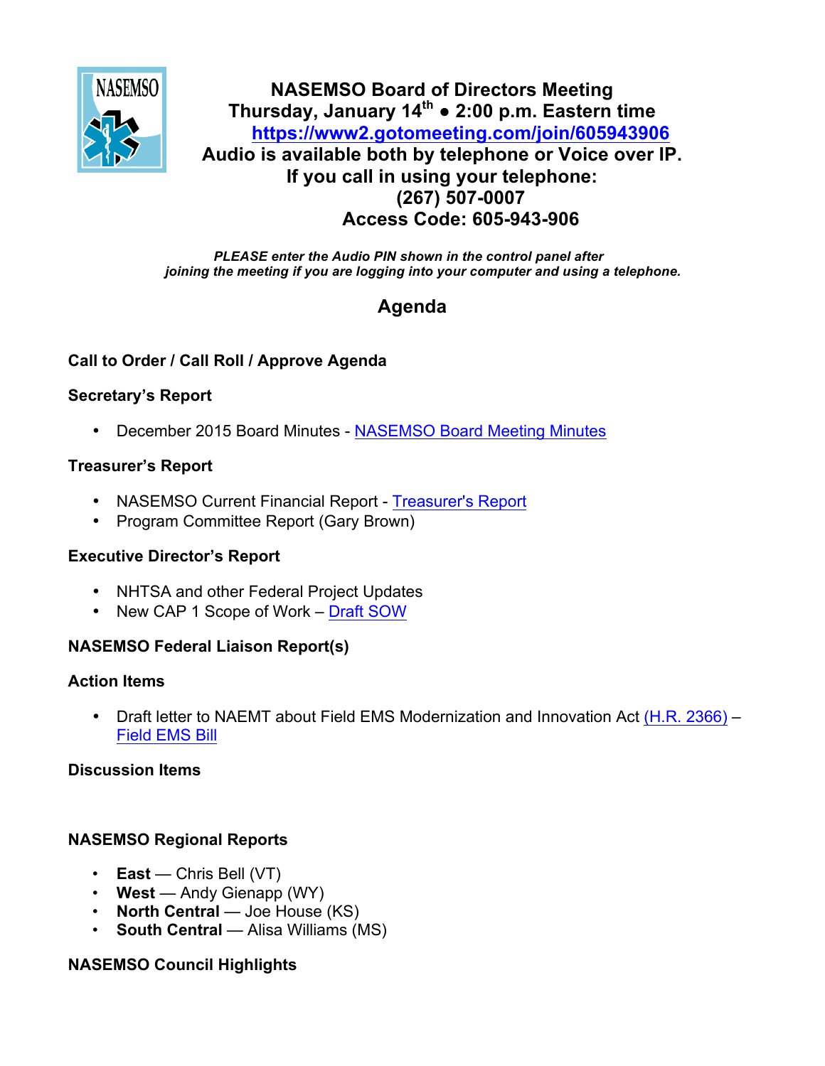# NASEMSO Board of Directors Meeting

**Thursday, January 14th • 2:00 p.m. Eastern time**

**https://www2.gotomeeting.com/join/605943906**

**Audio is available both by telephone or Voice over IP.**

**If you call in using your telephone:**

**(267) 507-0007**

**Access Code: 605-943-906**

***PLEASE enter the Audio PIN shown in the control panel after joining the meeting if you are logging into your computer and using a telephone.***

## Agenda

### Call to Order / Call Roll / Approve Agenda

### Secretary's Report

- December 2015 Board Minutes - NASEMSO Board Meeting Minutes

### Treasurer's Report

- NASEMSO Current Financial Report - Treasurer's Report
- Program Committee Report (Gary Brown)

### Executive Director's Report

- NHTSA and other Federal Project Updates
- New CAP 1 Scope of Work – Draft SOW

### NASEMSO Federal Liaison Report(s)

### Action Items

- Draft letter to NAEMT about Field EMS Modernization and Innovation Act (H.R. 2366) – Field EMS Bill

### Discussion Items

### NASEMSO Regional Reports

- **East** — Chris Bell (VT)
- **West** — Andy Gienapp (WY)
- **North Central** — Joe House (KS)
- **South Central** — Alisa Williams (MS)

### NASEMSO Council Highlights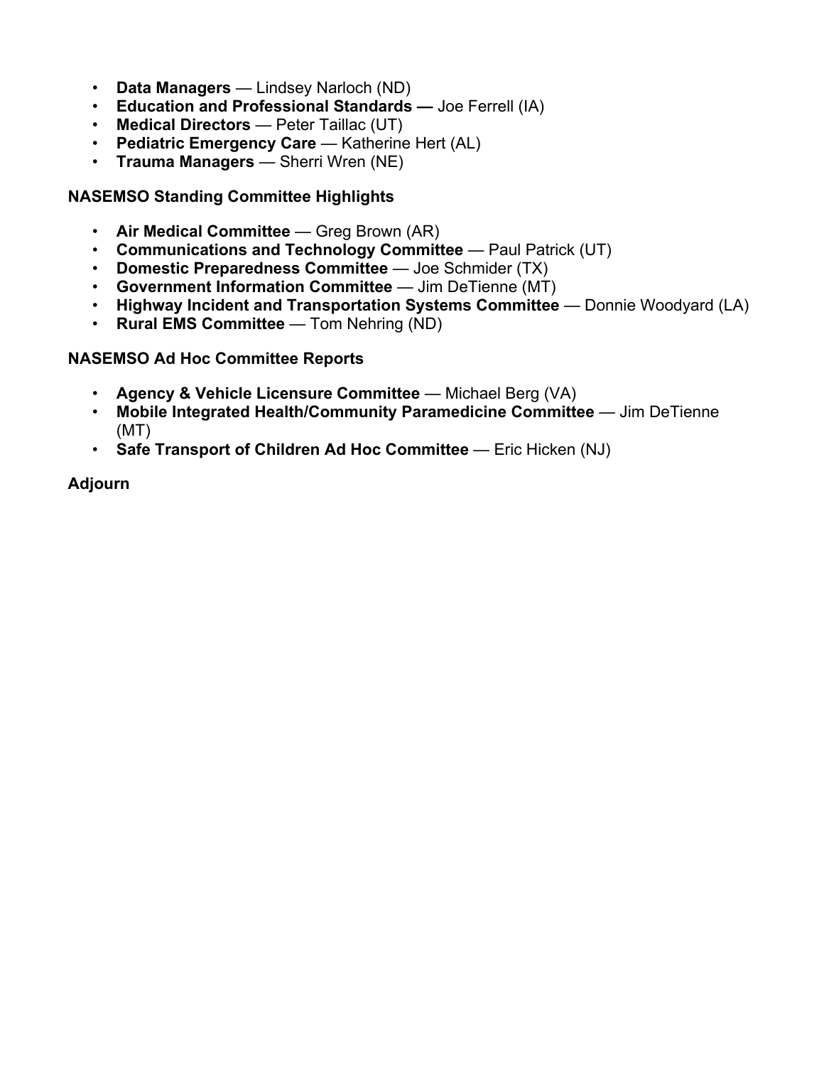- **Data Managers** — Lindsey Narloch (ND)
- **Education and Professional Standards —** Joe Ferrell (IA)
- **Medical Directors** — Peter Taillac (UT)
- **Pediatric Emergency Care** — Katherine Hert (AL)
- **Trauma Managers** — Sherri Wren (NE)

**NASEMSO Standing Committee Highlights**

- **Air Medical Committee** — Greg Brown (AR)
- **Communications and Technology Committee** — Paul Patrick (UT)
- **Domestic Preparedness Committee** — Joe Schmider (TX)
- **Government Information Committee** — Jim DeTienne (MT)
- **Highway Incident and Transportation Systems Committee** — Donnie Woodyard (LA)
- **Rural EMS Committee** — Tom Nehring (ND)

**NASEMSO Ad Hoc Committee Reports**

- **Agency & Vehicle Licensure Committee** — Michael Berg (VA)
- **Mobile Integrated Health/Community Paramedicine Committee** — Jim DeTienne (MT)
- **Safe Transport of Children Ad Hoc Committee** — Eric Hicken (NJ)

**Adjourn**